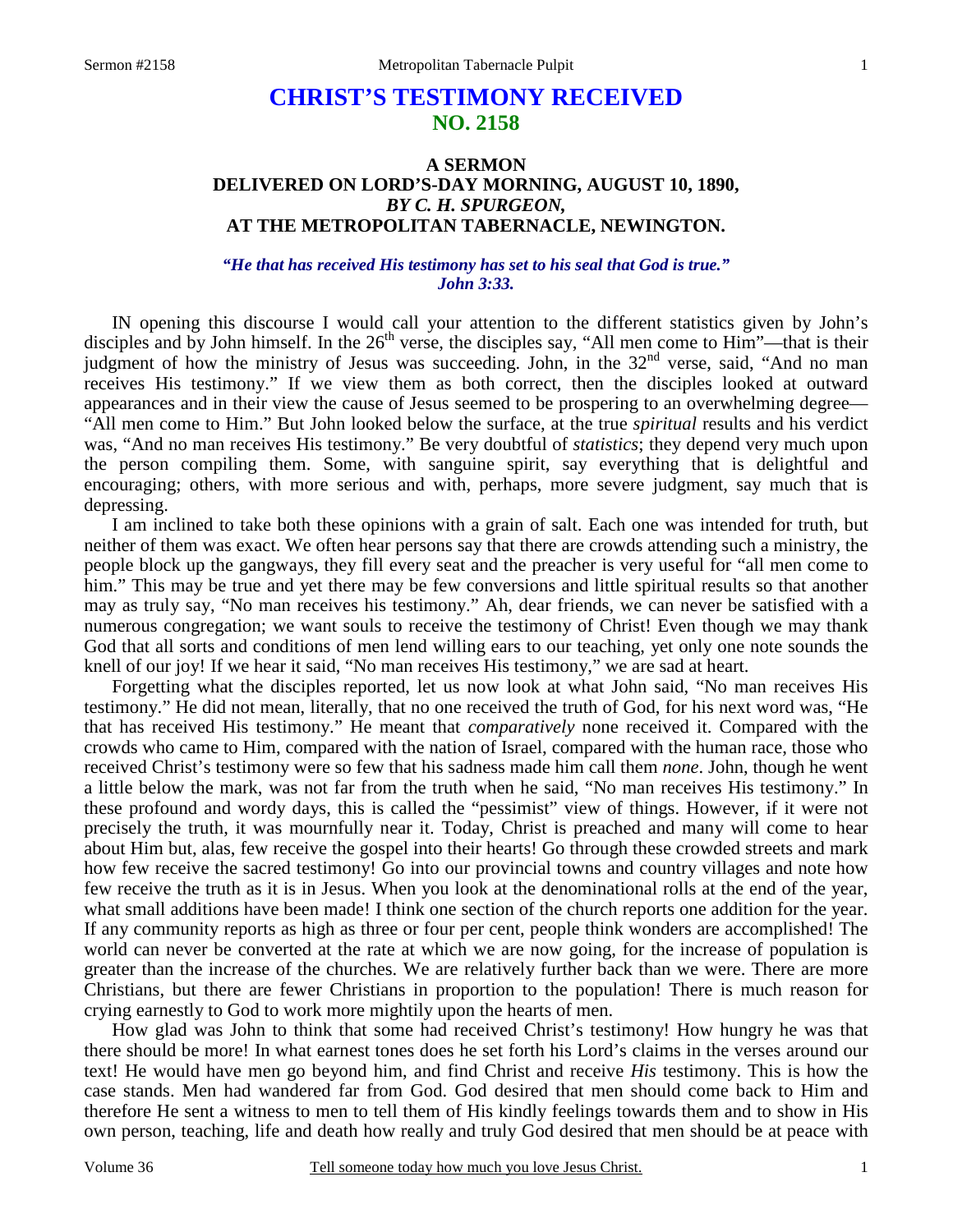# CHRIST'S TESTIMONY RECEIVED
## NO. 2158

### A SERMON
### DELIVERED ON LORD'S-DAY MORNING, AUGUST 10, 1890,
### *BY C. H. SPURGEON,*
### AT THE METROPOLITAN TABERNACLE, NEWINGTON.

***"He that has received His testimony has set to his seal that God is true." John 3:33.***

IN opening this discourse I would call your attention to the different statistics given by John's disciples and by John himself. In the 26th verse, the disciples say, "All men come to Him"—that is their judgment of how the ministry of Jesus was succeeding. John, in the 32nd verse, said, "And no man receives His testimony." If we view them as both correct, then the disciples looked at outward appearances and in their view the cause of Jesus seemed to be prospering to an overwhelming degree—"All men come to Him." But John looked below the surface, at the true *spiritual* results and his verdict was, "And no man receives His testimony." Be very doubtful of *statistics*; they depend very much upon the person compiling them. Some, with sanguine spirit, say everything that is delightful and encouraging; others, with more serious and with, perhaps, more severe judgment, say much that is depressing.

I am inclined to take both these opinions with a grain of salt. Each one was intended for truth, but neither of them was exact. We often hear persons say that there are crowds attending such a ministry, the people block up the gangways, they fill every seat and the preacher is very useful for "all men come to him." This may be true and yet there may be few conversions and little spiritual results so that another may as truly say, "No man receives his testimony." Ah, dear friends, we can never be satisfied with a numerous congregation; we want souls to receive the testimony of Christ! Even though we may thank God that all sorts and conditions of men lend willing ears to our teaching, yet only one note sounds the knell of our joy! If we hear it said, "No man receives His testimony," we are sad at heart.

Forgetting what the disciples reported, let us now look at what John said, "No man receives His testimony." He did not mean, literally, that no one received the truth of God, for his next word was, "He that has received His testimony." He meant that *comparatively* none received it. Compared with the crowds who came to Him, compared with the nation of Israel, compared with the human race, those who received Christ's testimony were so few that his sadness made him call them *none*. John, though he went a little below the mark, was not far from the truth when he said, "No man receives His testimony." In these profound and wordy days, this is called the "pessimist" view of things. However, if it were not precisely the truth, it was mournfully near it. Today, Christ is preached and many will come to hear about Him but, alas, few receive the gospel into their hearts! Go through these crowded streets and mark how few receive the sacred testimony! Go into our provincial towns and country villages and note how few receive the truth as it is in Jesus. When you look at the denominational rolls at the end of the year, what small additions have been made! I think one section of the church reports one addition for the year. If any community reports as high as three or four per cent, people think wonders are accomplished! The world can never be converted at the rate at which we are now going, for the increase of population is greater than the increase of the churches. We are relatively further back than we were. There are more Christians, but there are fewer Christians in proportion to the population! There is much reason for crying earnestly to God to work more mightily upon the hearts of men.

How glad was John to think that some had received Christ's testimony! How hungry he was that there should be more! In what earnest tones does he set forth his Lord's claims in the verses around our text! He would have men go beyond him, and find Christ and receive *His* testimony. This is how the case stands. Men had wandered far from God. God desired that men should come back to Him and therefore He sent a witness to men to tell them of His kindly feelings towards them and to show in His own person, teaching, life and death how really and truly God desired that men should be at peace with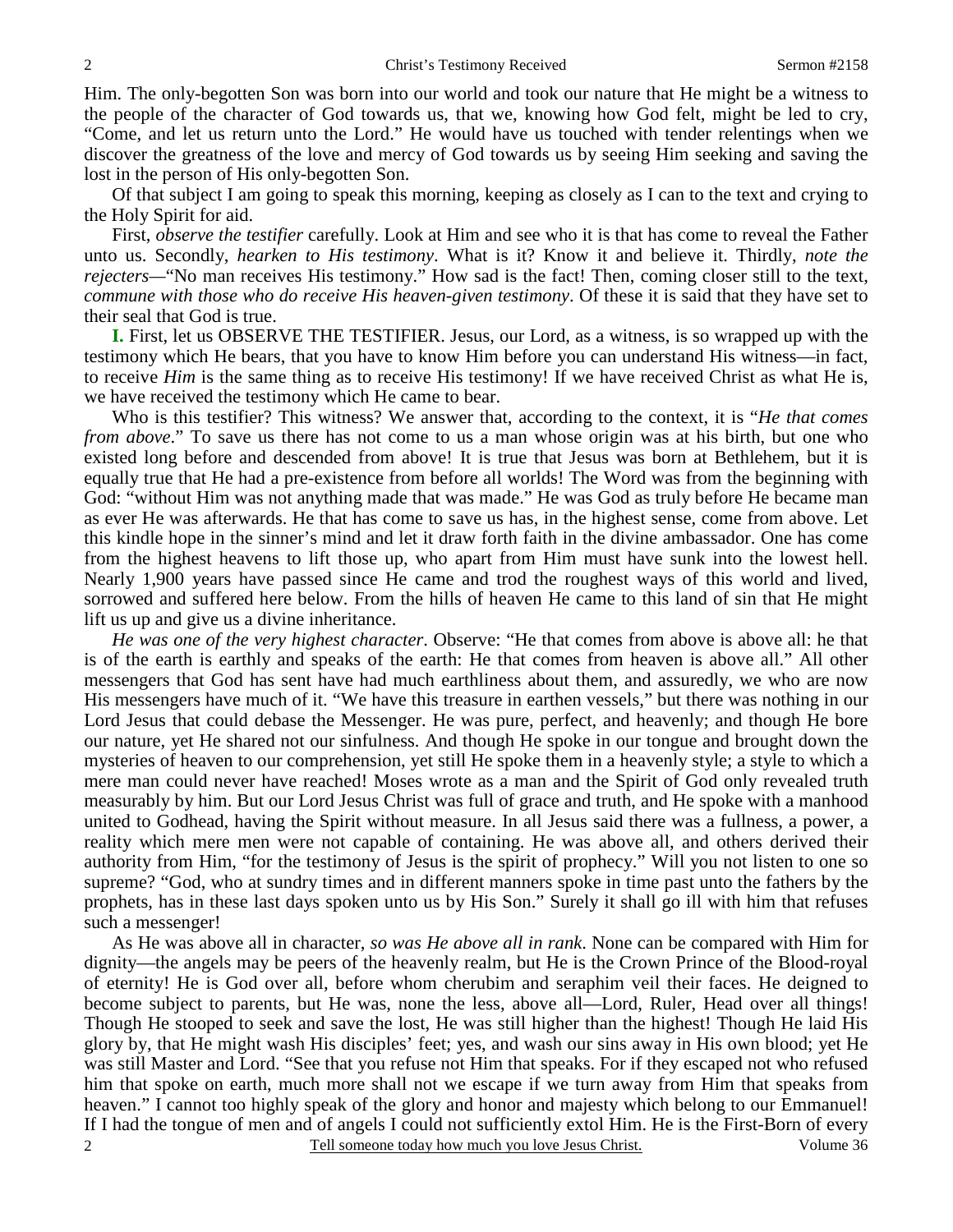Him. The only-begotten Son was born into our world and took our nature that He might be a witness to the people of the character of God towards us, that we, knowing how God felt, might be led to cry, "Come, and let us return unto the Lord." He would have us touched with tender relentings when we discover the greatness of the love and mercy of God towards us by seeing Him seeking and saving the lost in the person of His only-begotten Son.

Of that subject I am going to speak this morning, keeping as closely as I can to the text and crying to the Holy Spirit for aid.

First, *observe the testifier* carefully. Look at Him and see who it is that has come to reveal the Father unto us. Secondly, *hearken to His testimony*. What is it? Know it and believe it. Thirdly, *note the rejecters*—"No man receives His testimony." How sad is the fact! Then, coming closer still to the text, *commune with those who do receive His heaven-given testimony*. Of these it is said that they have set to their seal that God is true.

**I.** First, let us OBSERVE THE TESTIFIER. Jesus, our Lord, as a witness, is so wrapped up with the testimony which He bears, that you have to know Him before you can understand His witness—in fact, to receive *Him* is the same thing as to receive His testimony! If we have received Christ as what He is, we have received the testimony which He came to bear.

Who is this testifier? This witness? We answer that, according to the context, it is "*He that comes from above*." To save us there has not come to us a man whose origin was at his birth, but one who existed long before and descended from above! It is true that Jesus was born at Bethlehem, but it is equally true that He had a pre-existence from before all worlds! The Word was from the beginning with God: "without Him was not anything made that was made." He was God as truly before He became man as ever He was afterwards. He that has come to save us has, in the highest sense, come from above. Let this kindle hope in the sinner's mind and let it draw forth faith in the divine ambassador. One has come from the highest heavens to lift those up, who apart from Him must have sunk into the lowest hell. Nearly 1,900 years have passed since He came and trod the roughest ways of this world and lived, sorrowed and suffered here below. From the hills of heaven He came to this land of sin that He might lift us up and give us a divine inheritance.

*He was one of the very highest character*. Observe: "He that comes from above is above all: he that is of the earth is earthly and speaks of the earth: He that comes from heaven is above all." All other messengers that God has sent have had much earthliness about them, and assuredly, we who are now His messengers have much of it. "We have this treasure in earthen vessels," but there was nothing in our Lord Jesus that could debase the Messenger. He was pure, perfect, and heavenly; and though He bore our nature, yet He shared not our sinfulness. And though He spoke in our tongue and brought down the mysteries of heaven to our comprehension, yet still He spoke them in a heavenly style; a style to which a mere man could never have reached! Moses wrote as a man and the Spirit of God only revealed truth measurably by him. But our Lord Jesus Christ was full of grace and truth, and He spoke with a manhood united to Godhead, having the Spirit without measure. In all Jesus said there was a fullness, a power, a reality which mere men were not capable of containing. He was above all, and others derived their authority from Him, "for the testimony of Jesus is the spirit of prophecy." Will you not listen to one so supreme? "God, who at sundry times and in different manners spoke in time past unto the fathers by the prophets, has in these last days spoken unto us by His Son." Surely it shall go ill with him that refuses such a messenger!

As He was above all in character, *so was He above all in rank*. None can be compared with Him for dignity—the angels may be peers of the heavenly realm, but He is the Crown Prince of the Blood-royal of eternity! He is God over all, before whom cherubim and seraphim veil their faces. He deigned to become subject to parents, but He was, none the less, above all—Lord, Ruler, Head over all things! Though He stooped to seek and save the lost, He was still higher than the highest! Though He laid His glory by, that He might wash His disciples' feet; yes, and wash our sins away in His own blood; yet He was still Master and Lord. "See that you refuse not Him that speaks. For if they escaped not who refused him that spoke on earth, much more shall not we escape if we turn away from Him that speaks from heaven." I cannot too highly speak of the glory and honor and majesty which belong to our Emmanuel! If I had the tongue of men and of angels I could not sufficiently extol Him. He is the First-Born of every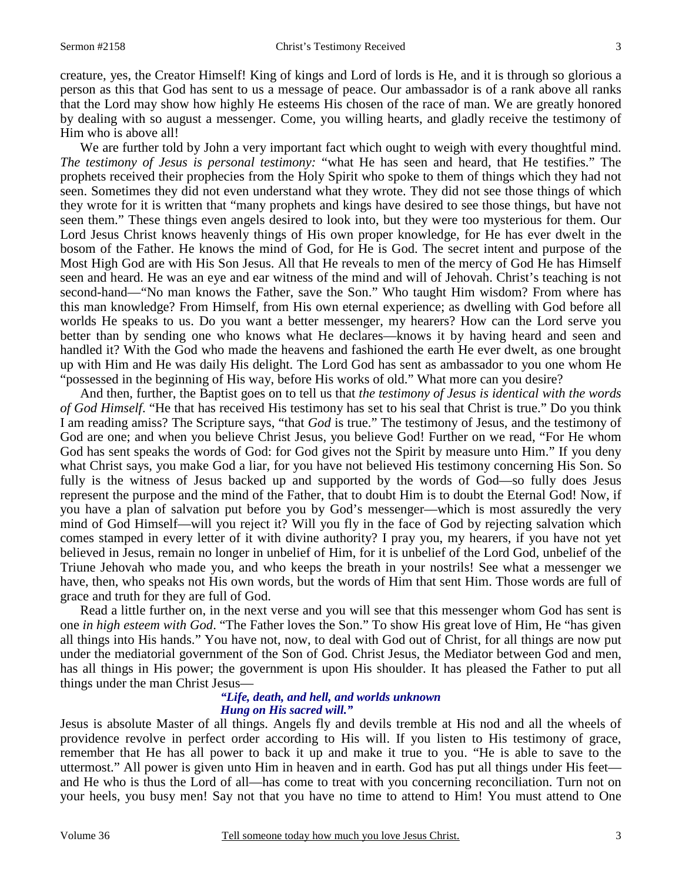creature, yes, the Creator Himself! King of kings and Lord of lords is He, and it is through so glorious a person as this that God has sent to us a message of peace. Our ambassador is of a rank above all ranks that the Lord may show how highly He esteems His chosen of the race of man. We are greatly honored by dealing with so august a messenger. Come, you willing hearts, and gladly receive the testimony of Him who is above all!

We are further told by John a very important fact which ought to weigh with every thoughtful mind. *The testimony of Jesus is personal testimony:* "what He has seen and heard, that He testifies." The prophets received their prophecies from the Holy Spirit who spoke to them of things which they had not seen. Sometimes they did not even understand what they wrote. They did not see those things of which they wrote for it is written that "many prophets and kings have desired to see those things, but have not seen them." These things even angels desired to look into, but they were too mysterious for them. Our Lord Jesus Christ knows heavenly things of His own proper knowledge, for He has ever dwelt in the bosom of the Father. He knows the mind of God, for He is God. The secret intent and purpose of the Most High God are with His Son Jesus. All that He reveals to men of the mercy of God He has Himself seen and heard. He was an eye and ear witness of the mind and will of Jehovah. Christ's teaching is not second-hand—"No man knows the Father, save the Son." Who taught Him wisdom? From where has this man knowledge? From Himself, from His own eternal experience; as dwelling with God before all worlds He speaks to us. Do you want a better messenger, my hearers? How can the Lord serve you better than by sending one who knows what He declares—knows it by having heard and seen and handled it? With the God who made the heavens and fashioned the earth He ever dwelt, as one brought up with Him and He was daily His delight. The Lord God has sent as ambassador to you one whom He "possessed in the beginning of His way, before His works of old." What more can you desire?

And then, further, the Baptist goes on to tell us that *the testimony of Jesus is identical with the words of God Himself*. "He that has received His testimony has set to his seal that Christ is true." Do you think I am reading amiss? The Scripture says, "that *God* is true." The testimony of Jesus, and the testimony of God are one; and when you believe Christ Jesus, you believe God! Further on we read, "For He whom God has sent speaks the words of God: for God gives not the Spirit by measure unto Him." If you deny what Christ says, you make God a liar, for you have not believed His testimony concerning His Son. So fully is the witness of Jesus backed up and supported by the words of God—so fully does Jesus represent the purpose and the mind of the Father, that to doubt Him is to doubt the Eternal God! Now, if you have a plan of salvation put before you by God's messenger—which is most assuredly the very mind of God Himself—will you reject it? Will you fly in the face of God by rejecting salvation which comes stamped in every letter of it with divine authority? I pray you, my hearers, if you have not yet believed in Jesus, remain no longer in unbelief of Him, for it is unbelief of the Lord God, unbelief of the Triune Jehovah who made you, and who keeps the breath in your nostrils! See what a messenger we have, then, who speaks not His own words, but the words of Him that sent Him. Those words are full of grace and truth for they are full of God.

Read a little further on, in the next verse and you will see that this messenger whom God has sent is one *in high esteem with God*. "The Father loves the Son." To show His great love of Him, He "has given all things into His hands." You have not, now, to deal with God out of Christ, for all things are now put under the mediatorial government of the Son of God. Christ Jesus, the Mediator between God and men, has all things in His power; the government is upon His shoulder. It has pleased the Father to put all things under the man Christ Jesus—

*"Life, death, and hell, and worlds unknown*
*Hung on His sacred will."*

Jesus is absolute Master of all things. Angels fly and devils tremble at His nod and all the wheels of providence revolve in perfect order according to His will. If you listen to His testimony of grace, remember that He has all power to back it up and make it true to you. "He is able to save to the uttermost." All power is given unto Him in heaven and in earth. God has put all things under His feet—and He who is thus the Lord of all—has come to treat with you concerning reconciliation. Turn not on your heels, you busy men! Say not that you have no time to attend to Him! You must attend to One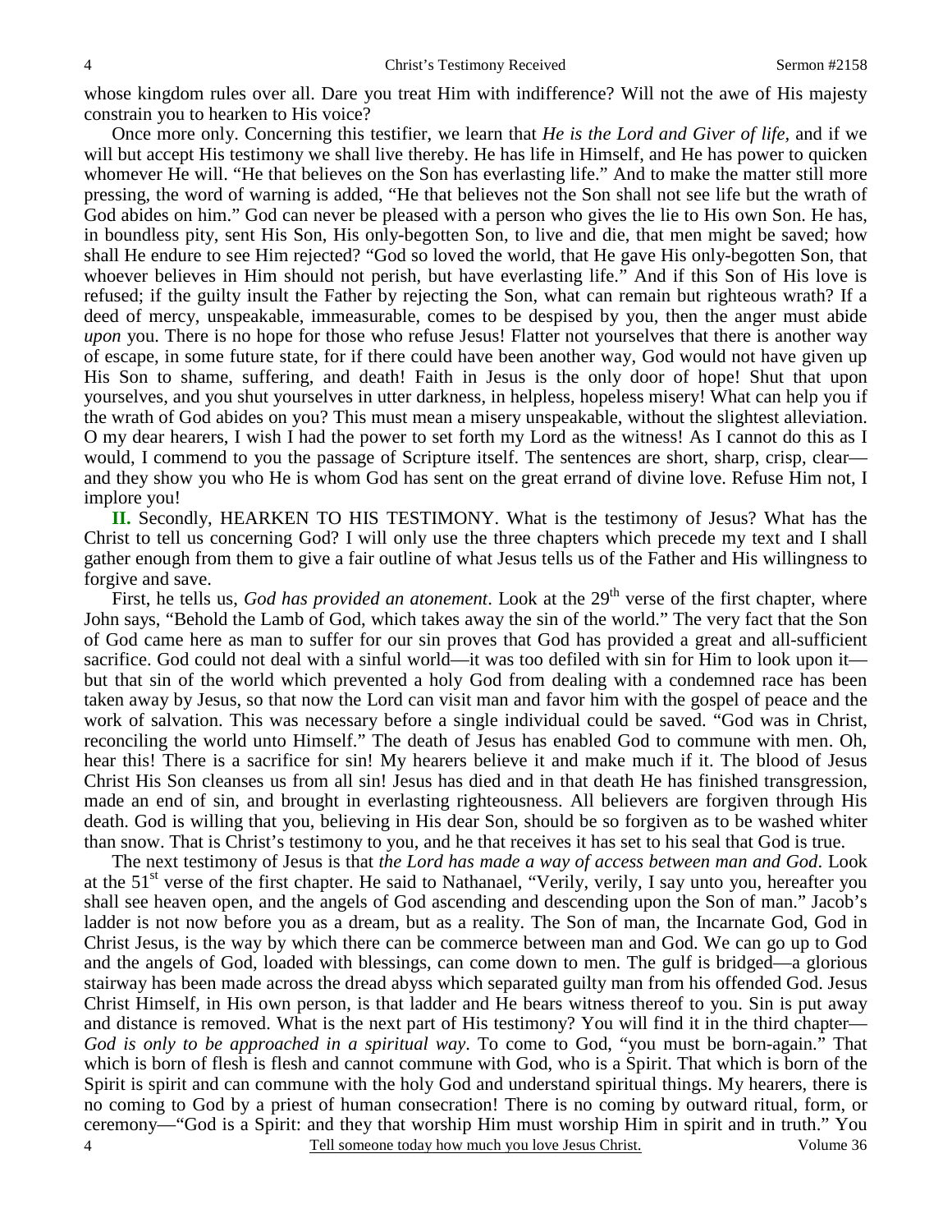whose kingdom rules over all. Dare you treat Him with indifference? Will not the awe of His majesty constrain you to hearken to His voice?

Once more only. Concerning this testifier, we learn that *He is the Lord and Giver of life,* and if we will but accept His testimony we shall live thereby. He has life in Himself, and He has power to quicken whomever He will. "He that believes on the Son has everlasting life." And to make the matter still more pressing, the word of warning is added, "He that believes not the Son shall not see life but the wrath of God abides on him." God can never be pleased with a person who gives the lie to His own Son. He has, in boundless pity, sent His Son, His only-begotten Son, to live and die, that men might be saved; how shall He endure to see Him rejected? "God so loved the world, that He gave His only-begotten Son, that whoever believes in Him should not perish, but have everlasting life." And if this Son of His love is refused; if the guilty insult the Father by rejecting the Son, what can remain but righteous wrath? If a deed of mercy, unspeakable, immeasurable, comes to be despised by you, then the anger must abide *upon* you. There is no hope for those who refuse Jesus! Flatter not yourselves that there is another way of escape, in some future state, for if there could have been another way, God would not have given up His Son to shame, suffering, and death! Faith in Jesus is the only door of hope! Shut that upon yourselves, and you shut yourselves in utter darkness, in helpless, hopeless misery! What can help you if the wrath of God abides on you? This must mean a misery unspeakable, without the slightest alleviation. O my dear hearers, I wish I had the power to set forth my Lord as the witness! As I cannot do this as I would, I commend to you the passage of Scripture itself. The sentences are short, sharp, crisp, clear—and they show you who He is whom God has sent on the great errand of divine love. Refuse Him not, I implore you!

**II.** Secondly, HEARKEN TO HIS TESTIMONY. What is the testimony of Jesus? What has the Christ to tell us concerning God? I will only use the three chapters which precede my text and I shall gather enough from them to give a fair outline of what Jesus tells us of the Father and His willingness to forgive and save.

First, he tells us, *God has provided an atonement*. Look at the 29th verse of the first chapter, where John says, "Behold the Lamb of God, which takes away the sin of the world." The very fact that the Son of God came here as man to suffer for our sin proves that God has provided a great and all-sufficient sacrifice. God could not deal with a sinful world—it was too defiled with sin for Him to look upon it—but that sin of the world which prevented a holy God from dealing with a condemned race has been taken away by Jesus, so that now the Lord can visit man and favor him with the gospel of peace and the work of salvation. This was necessary before a single individual could be saved. "God was in Christ, reconciling the world unto Himself." The death of Jesus has enabled God to commune with men. Oh, hear this! There is a sacrifice for sin! My hearers believe it and make much if it. The blood of Jesus Christ His Son cleanses us from all sin! Jesus has died and in that death He has finished transgression, made an end of sin, and brought in everlasting righteousness. All believers are forgiven through His death. God is willing that you, believing in His dear Son, should be so forgiven as to be washed whiter than snow. That is Christ's testimony to you, and he that receives it has set to his seal that God is true.

The next testimony of Jesus is that *the Lord has made a way of access between man and God*. Look at the 51st verse of the first chapter. He said to Nathanael, "Verily, verily, I say unto you, hereafter you shall see heaven open, and the angels of God ascending and descending upon the Son of man." Jacob's ladder is not now before you as a dream, but as a reality. The Son of man, the Incarnate God, God in Christ Jesus, is the way by which there can be commerce between man and God. We can go up to God and the angels of God, loaded with blessings, can come down to men. The gulf is bridged—a glorious stairway has been made across the dread abyss which separated guilty man from his offended God. Jesus Christ Himself, in His own person, is that ladder and He bears witness thereof to you. Sin is put away and distance is removed. What is the next part of His testimony? You will find it in the third chapter—*God is only to be approached in a spiritual way*. To come to God, "you must be born-again." That which is born of flesh is flesh and cannot commune with God, who is a Spirit. That which is born of the Spirit is spirit and can commune with the holy God and understand spiritual things. My hearers, there is no coming to God by a priest of human consecration! There is no coming by outward ritual, form, or ceremony—"God is a Spirit: and they that worship Him must worship Him in spirit and in truth." You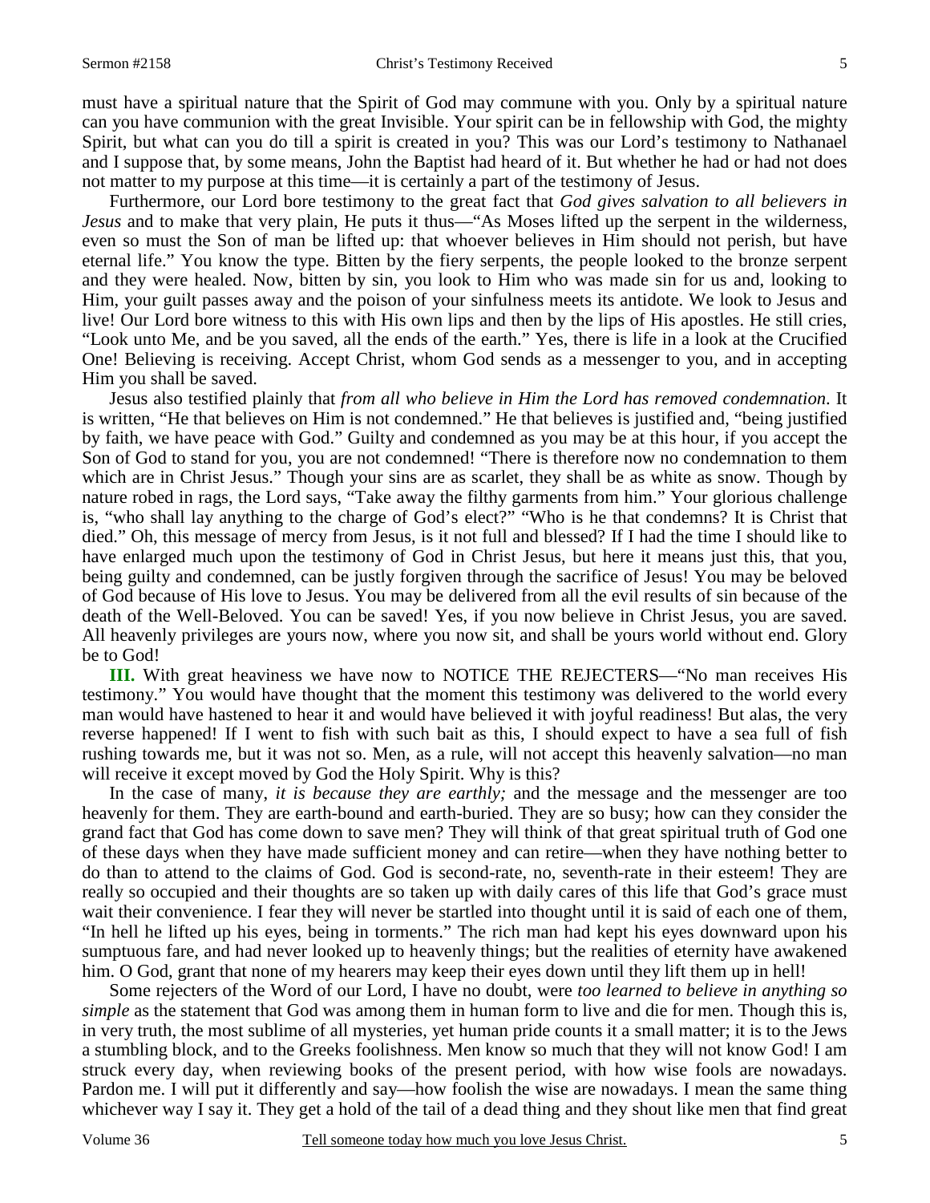must have a spiritual nature that the Spirit of God may commune with you. Only by a spiritual nature can you have communion with the great Invisible. Your spirit can be in fellowship with God, the mighty Spirit, but what can you do till a spirit is created in you? This was our Lord's testimony to Nathanael and I suppose that, by some means, John the Baptist had heard of it. But whether he had or had not does not matter to my purpose at this time—it is certainly a part of the testimony of Jesus.

Furthermore, our Lord bore testimony to the great fact that *God gives salvation to all believers in Jesus* and to make that very plain, He puts it thus—"As Moses lifted up the serpent in the wilderness, even so must the Son of man be lifted up: that whoever believes in Him should not perish, but have eternal life." You know the type. Bitten by the fiery serpents, the people looked to the bronze serpent and they were healed. Now, bitten by sin, you look to Him who was made sin for us and, looking to Him, your guilt passes away and the poison of your sinfulness meets its antidote. We look to Jesus and live! Our Lord bore witness to this with His own lips and then by the lips of His apostles. He still cries, "Look unto Me, and be you saved, all the ends of the earth." Yes, there is life in a look at the Crucified One! Believing is receiving. Accept Christ, whom God sends as a messenger to you, and in accepting Him you shall be saved.

Jesus also testified plainly that *from all who believe in Him the Lord has removed condemnation*. It is written, "He that believes on Him is not condemned." He that believes is justified and, "being justified by faith, we have peace with God." Guilty and condemned as you may be at this hour, if you accept the Son of God to stand for you, you are not condemned! "There is therefore now no condemnation to them which are in Christ Jesus." Though your sins are as scarlet, they shall be as white as snow. Though by nature robed in rags, the Lord says, "Take away the filthy garments from him." Your glorious challenge is, "who shall lay anything to the charge of God's elect?" "Who is he that condemns? It is Christ that died." Oh, this message of mercy from Jesus, is it not full and blessed? If I had the time I should like to have enlarged much upon the testimony of God in Christ Jesus, but here it means just this, that you, being guilty and condemned, can be justly forgiven through the sacrifice of Jesus! You may be beloved of God because of His love to Jesus. You may be delivered from all the evil results of sin because of the death of the Well-Beloved. You can be saved! Yes, if you now believe in Christ Jesus, you are saved. All heavenly privileges are yours now, where you now sit, and shall be yours world without end. Glory be to God!

**III.** With great heaviness we have now to NOTICE THE REJECTERS—"No man receives His testimony." You would have thought that the moment this testimony was delivered to the world every man would have hastened to hear it and would have believed it with joyful readiness! But alas, the very reverse happened! If I went to fish with such bait as this, I should expect to have a sea full of fish rushing towards me, but it was not so. Men, as a rule, will not accept this heavenly salvation—no man will receive it except moved by God the Holy Spirit. Why is this?

In the case of many, *it is because they are earthly;* and the message and the messenger are too heavenly for them. They are earth-bound and earth-buried. They are so busy; how can they consider the grand fact that God has come down to save men? They will think of that great spiritual truth of God one of these days when they have made sufficient money and can retire—when they have nothing better to do than to attend to the claims of God. God is second-rate, no, seventh-rate in their esteem! They are really so occupied and their thoughts are so taken up with daily cares of this life that God's grace must wait their convenience. I fear they will never be startled into thought until it is said of each one of them, "In hell he lifted up his eyes, being in torments." The rich man had kept his eyes downward upon his sumptuous fare, and had never looked up to heavenly things; but the realities of eternity have awakened him. O God, grant that none of my hearers may keep their eyes down until they lift them up in hell!

Some rejecters of the Word of our Lord, I have no doubt, were *too learned to believe in anything so simple* as the statement that God was among them in human form to live and die for men. Though this is, in very truth, the most sublime of all mysteries, yet human pride counts it a small matter; it is to the Jews a stumbling block, and to the Greeks foolishness. Men know so much that they will not know God! I am struck every day, when reviewing books of the present period, with how wise fools are nowadays. Pardon me. I will put it differently and say—how foolish the wise are nowadays. I mean the same thing whichever way I say it. They get a hold of the tail of a dead thing and they shout like men that find great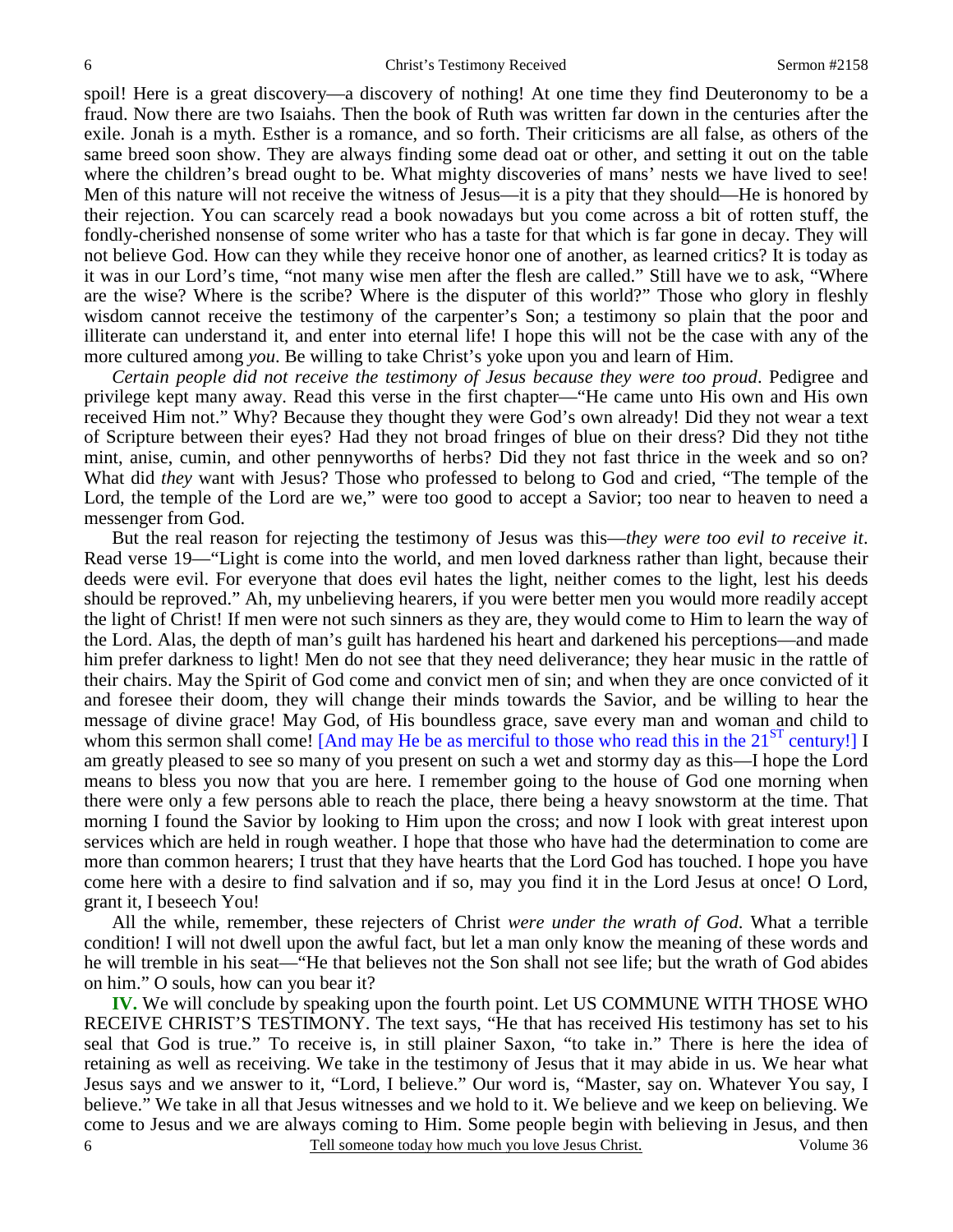spoil! Here is a great discovery—a discovery of nothing! At one time they find Deuteronomy to be a fraud. Now there are two Isaiahs. Then the book of Ruth was written far down in the centuries after the exile. Jonah is a myth. Esther is a romance, and so forth. Their criticisms are all false, as others of the same breed soon show. They are always finding some dead oat or other, and setting it out on the table where the children's bread ought to be. What mighty discoveries of mans' nests we have lived to see! Men of this nature will not receive the witness of Jesus—it is a pity that they should—He is honored by their rejection. You can scarcely read a book nowadays but you come across a bit of rotten stuff, the fondly-cherished nonsense of some writer who has a taste for that which is far gone in decay. They will not believe God. How can they while they receive honor one of another, as learned critics? It is today as it was in our Lord's time, "not many wise men after the flesh are called." Still have we to ask, "Where are the wise? Where is the scribe? Where is the disputer of this world?" Those who glory in fleshly wisdom cannot receive the testimony of the carpenter's Son; a testimony so plain that the poor and illiterate can understand it, and enter into eternal life! I hope this will not be the case with any of the more cultured among *you*. Be willing to take Christ's yoke upon you and learn of Him.

*Certain people did not receive the testimony of Jesus because they were too proud*. Pedigree and privilege kept many away. Read this verse in the first chapter—"He came unto His own and His own received Him not." Why? Because they thought they were God's own already! Did they not wear a text of Scripture between their eyes? Had they not broad fringes of blue on their dress? Did they not tithe mint, anise, cumin, and other pennyworths of herbs? Did they not fast thrice in the week and so on? What did *they* want with Jesus? Those who professed to belong to God and cried, "The temple of the Lord, the temple of the Lord are we," were too good to accept a Savior; too near to heaven to need a messenger from God.

But the real reason for rejecting the testimony of Jesus was this—*they were too evil to receive it*. Read verse 19—"Light is come into the world, and men loved darkness rather than light, because their deeds were evil. For everyone that does evil hates the light, neither comes to the light, lest his deeds should be reproved." Ah, my unbelieving hearers, if you were better men you would more readily accept the light of Christ! If men were not such sinners as they are, they would come to Him to learn the way of the Lord. Alas, the depth of man's guilt has hardened his heart and darkened his perceptions—and made him prefer darkness to light! Men do not see that they need deliverance; they hear music in the rattle of their chains. May the Spirit of God come and convict men of sin; and when they are once convicted of it and foresee their doom, they will change their minds towards the Savior, and be willing to hear the message of divine grace! May God, of His boundless grace, save every man and woman and child to whom this sermon shall come! [And may He be as merciful to those who read this in the 21ST century!] I am greatly pleased to see so many of you present on such a wet and stormy day as this—I hope the Lord means to bless you now that you are here. I remember going to the house of God one morning when there were only a few persons able to reach the place, there being a heavy snowstorm at the time. That morning I found the Savior by looking to Him upon the cross; and now I look with great interest upon services which are held in rough weather. I hope that those who have had the determination to come are more than common hearers; I trust that they have hearts that the Lord God has touched. I hope you have come here with a desire to find salvation and if so, may you find it in the Lord Jesus at once! O Lord, grant it, I beseech You!

All the while, remember, these rejecters of Christ *were under the wrath of God*. What a terrible condition! I will not dwell upon the awful fact, but let a man only know the meaning of these words and he will tremble in his seat—"He that believes not the Son shall not see life; but the wrath of God abides on him." O souls, how can you bear it?

**IV.** We will conclude by speaking upon the fourth point. Let US COMMUNE WITH THOSE WHO RECEIVE CHRIST'S TESTIMONY. The text says, "He that has received His testimony has set to his seal that God is true." To receive is, in still plainer Saxon, "to take in." There is here the idea of retaining as well as receiving. We take in the testimony of Jesus that it may abide in us. We hear what Jesus says and we answer to it, "Lord, I believe." Our word is, "Master, say on. Whatever You say, I believe." We take in all that Jesus witnesses and we hold to it. We believe and we keep on believing. We come to Jesus and we are always coming to Him. Some people begin with believing in Jesus, and then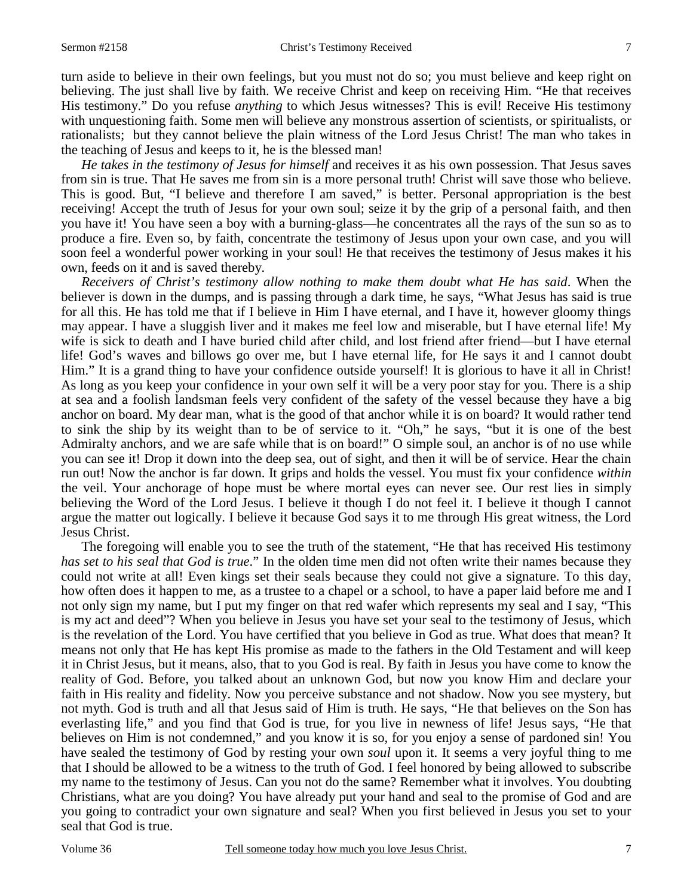turn aside to believe in their own feelings, but you must not do so; you must believe and keep right on believing. The just shall live by faith. We receive Christ and keep on receiving Him. "He that receives His testimony." Do you refuse *anything* to which Jesus witnesses? This is evil! Receive His testimony with unquestioning faith. Some men will believe any monstrous assertion of scientists, or spiritualists, or rationalists; but they cannot believe the plain witness of the Lord Jesus Christ! The man who takes in the teaching of Jesus and keeps to it, he is the blessed man!

*He takes in the testimony of Jesus for himself* and receives it as his own possession. That Jesus saves from sin is true. That He saves me from sin is a more personal truth! Christ will save those who believe. This is good. But, "I believe and therefore I am saved," is better. Personal appropriation is the best receiving! Accept the truth of Jesus for your own soul; seize it by the grip of a personal faith, and then you have it! You have seen a boy with a burning-glass—he concentrates all the rays of the sun so as to produce a fire. Even so, by faith, concentrate the testimony of Jesus upon your own case, and you will soon feel a wonderful power working in your soul! He that receives the testimony of Jesus makes it his own, feeds on it and is saved thereby.

*Receivers of Christ's testimony allow nothing to make them doubt what He has said*. When the believer is down in the dumps, and is passing through a dark time, he says, "What Jesus has said is true for all this. He has told me that if I believe in Him I have eternal, and I have it, however gloomy things may appear. I have a sluggish liver and it makes me feel low and miserable, but I have eternal life! My wife is sick to death and I have buried child after child, and lost friend after friend—but I have eternal life! God's waves and billows go over me, but I have eternal life, for He says it and I cannot doubt Him." It is a grand thing to have your confidence outside yourself! It is glorious to have it all in Christ! As long as you keep your confidence in your own self it will be a very poor stay for you. There is a ship at sea and a foolish landsman feels very confident of the safety of the vessel because they have a big anchor on board. My dear man, what is the good of that anchor while it is on board? It would rather tend to sink the ship by its weight than to be of service to it. "Oh," he says, "but it is one of the best Admiralty anchors, and we are safe while that is on board!" O simple soul, an anchor is of no use while you can see it! Drop it down into the deep sea, out of sight, and then it will be of service. Hear the chain run out! Now the anchor is far down. It grips and holds the vessel. You must fix your confidence *within* the veil. Your anchorage of hope must be where mortal eyes can never see. Our rest lies in simply believing the Word of the Lord Jesus. I believe it though I do not feel it. I believe it though I cannot argue the matter out logically. I believe it because God says it to me through His great witness, the Lord Jesus Christ.

The foregoing will enable you to see the truth of the statement, "He that has received His testimony *has set to his seal that God is true*." In the olden time men did not often write their names because they could not write at all! Even kings set their seals because they could not give a signature. To this day, how often does it happen to me, as a trustee to a chapel or a school, to have a paper laid before me and I not only sign my name, but I put my finger on that red wafer which represents my seal and I say, "This is my act and deed"? When you believe in Jesus you have set your seal to the testimony of Jesus, which is the revelation of the Lord. You have certified that you believe in God as true. What does that mean? It means not only that He has kept His promise as made to the fathers in the Old Testament and will keep it in Christ Jesus, but it means, also, that to you God is real. By faith in Jesus you have come to know the reality of God. Before, you talked about an unknown God, but now you know Him and declare your faith in His reality and fidelity. Now you perceive substance and not shadow. Now you see mystery, but not myth. God is truth and all that Jesus said of Him is truth. He says, "He that believes on the Son has everlasting life," and you find that God is true, for you live in newness of life! Jesus says, "He that believes on Him is not condemned," and you know it is so, for you enjoy a sense of pardoned sin! You have sealed the testimony of God by resting your own *soul* upon it. It seems a very joyful thing to me that I should be allowed to be a witness to the truth of God. I feel honored by being allowed to subscribe my name to the testimony of Jesus. Can you not do the same? Remember what it involves. You doubting Christians, what are you doing? You have already put your hand and seal to the promise of God and are you going to contradict your own signature and seal? When you first believed in Jesus you set to your seal that God is true.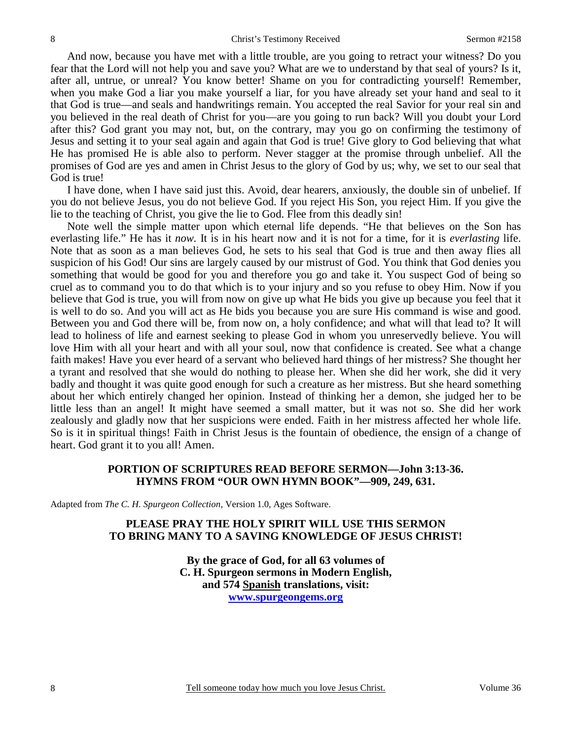And now, because you have met with a little trouble, are you going to retract your witness? Do you fear that the Lord will not help you and save you? What are we to understand by that seal of yours? Is it, after all, untrue, or unreal? You know better! Shame on you for contradicting yourself! Remember, when you make God a liar you make yourself a liar, for you have already set your hand and seal to it that God is true—and seals and handwritings remain. You accepted the real Savior for your real sin and you believed in the real death of Christ for you—are you going to run back? Will you doubt your Lord after this? God grant you may not, but, on the contrary, may you go on confirming the testimony of Jesus and setting it to your seal again and again that God is true! Give glory to God believing that what He has promised He is able also to perform. Never stagger at the promise through unbelief. All the promises of God are yes and amen in Christ Jesus to the glory of God by us; why, we set to our seal that God is true!

I have done, when I have said just this. Avoid, dear hearers, anxiously, the double sin of unbelief. If you do not believe Jesus, you do not believe God. If you reject His Son, you reject Him. If you give the lie to the teaching of Christ, you give the lie to God. Flee from this deadly sin!

Note well the simple matter upon which eternal life depends. "He that believes on the Son has everlasting life." He has it *now.* It is in his heart now and it is not for a time, for it is *everlasting* life. Note that as soon as a man believes God, he sets to his seal that God is true and then away flies all suspicion of his God! Our sins are largely caused by our mistrust of God. You think that God denies you something that would be good for you and therefore you go and take it. You suspect God of being so cruel as to command you to do that which is to your injury and so you refuse to obey Him. Now if you believe that God is true, you will from now on give up what He bids you give up because you feel that it is well to do so. And you will act as He bids you because you are sure His command is wise and good. Between you and God there will be, from now on, a holy confidence; and what will that lead to? It will lead to holiness of life and earnest seeking to please God in whom you unreservedly believe. You will love Him with all your heart and with all your soul, now that confidence is created. See what a change faith makes! Have you ever heard of a servant who believed hard things of her mistress? She thought her a tyrant and resolved that she would do nothing to please her. When she did her work, she did it very badly and thought it was quite good enough for such a creature as her mistress. But she heard something about her which entirely changed her opinion. Instead of thinking her a demon, she judged her to be little less than an angel! It might have seemed a small matter, but it was not so. She did her work zealously and gladly now that her suspicions were ended. Faith in her mistress affected her whole life. So is it in spiritual things! Faith in Christ Jesus is the fountain of obedience, the ensign of a change of heart. God grant it to you all! Amen.

**PORTION OF SCRIPTURES READ BEFORE SERMON—John 3:13-36.**
**HYMNS FROM "OUR OWN HYMN BOOK"—909, 249, 631.**

Adapted from *The C. H. Spurgeon Collection,* Version 1.0, Ages Software.

**PLEASE PRAY THE HOLY SPIRIT WILL USE THIS SERMON TO BRING MANY TO A SAVING KNOWLEDGE OF JESUS CHRIST!**

**By the grace of God, for all 63 volumes of C. H. Spurgeon sermons in Modern English, and 574 Spanish translations, visit: www.spurgeongems.org**

Tell someone today how much you love Jesus Christ.